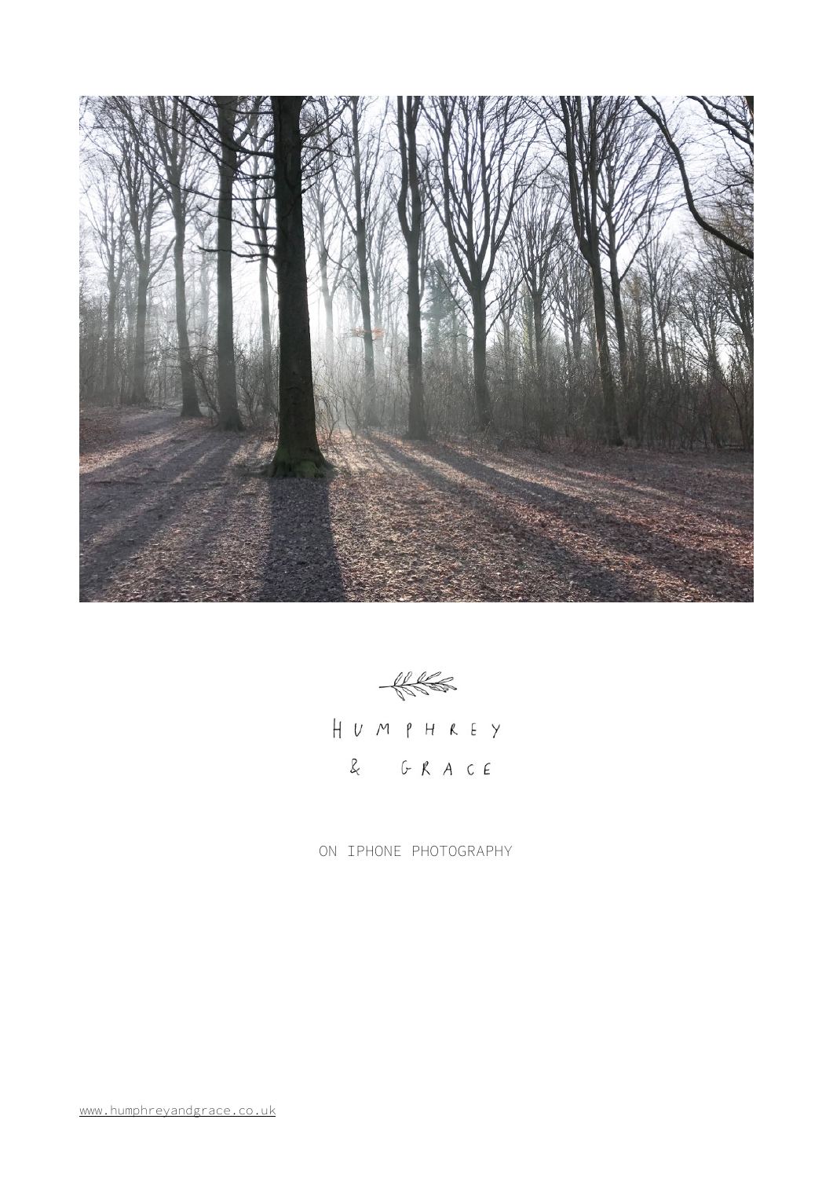HUMPHREY

& GRACE

ON IPHONE PHOTOGRAPHY

www.humphreyandgrace.co.uk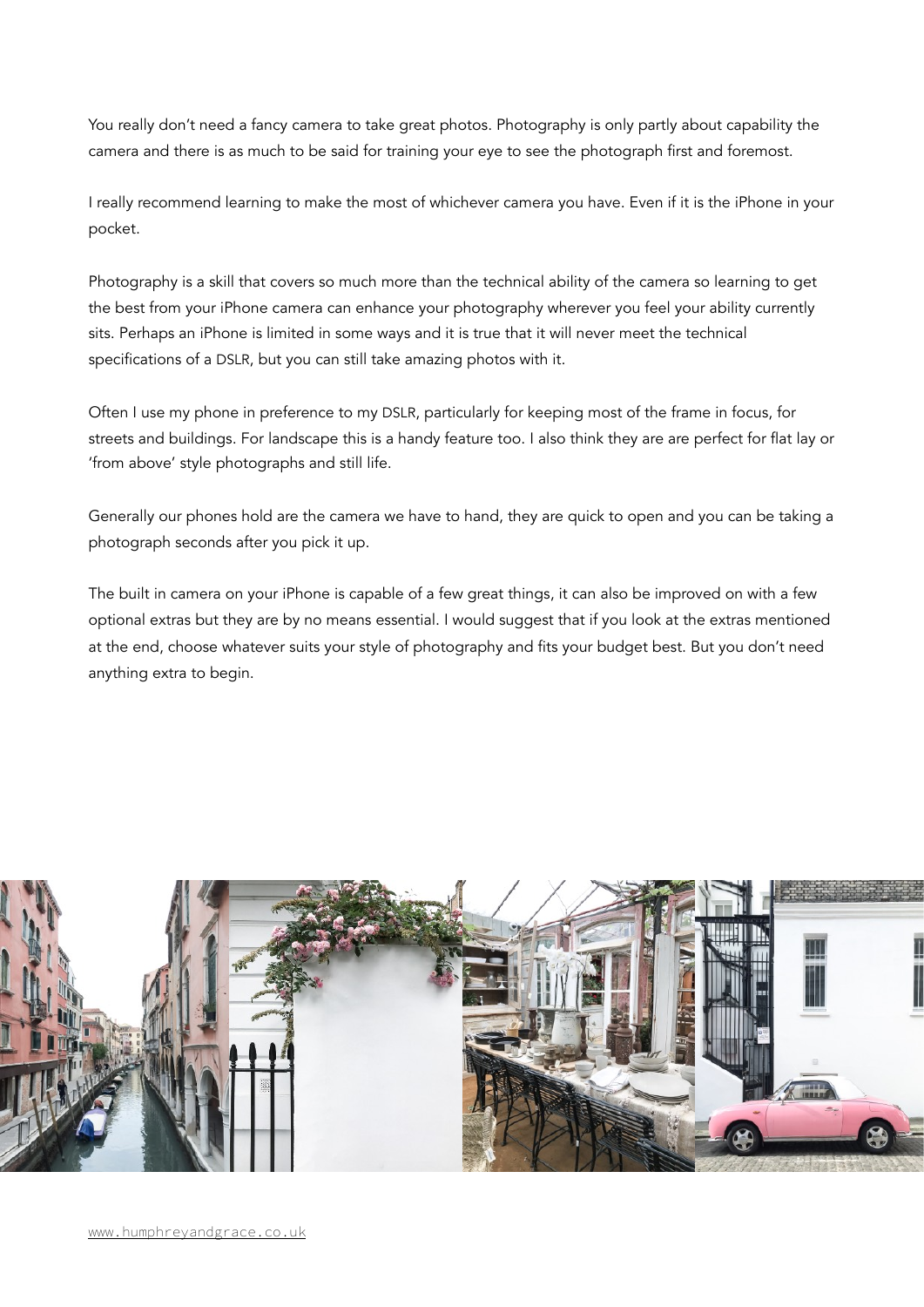You really don't need a fancy camera to take great photos. Photography is only partly about capability the camera and there is as much to be said for training your eye to see the photograph first and foremost.

I really recommend learning to make the most of whichever camera you have. Even if it is the iPhone in your pocket.

Photography is a skill that covers so much more than the technical ability of the camera so learning to get the best from your iPhone camera can enhance your photography wherever you feel your ability currently sits. Perhaps an iPhone is limited in some ways and it is true that it will never meet the technical specifications of a DSLR, but you can still take amazing photos with it.

Often I use my phone in preference to my DSLR, particularly for keeping most of the frame in focus, for streets and buildings. For landscape this is a handy feature too. I also think they are are perfect for flat lay or 'from above' style photographs and still life.

Generally our phones hold are the camera we have to hand, they are quick to open and you can be taking a photograph seconds after you pick it up.

The built in camera on your iPhone is capable of a few great things, it can also be improved on with a few optional extras but they are by no means essential. I would suggest that if you look at the extras mentioned at the end, choose whatever suits your style of photography and fits your budget best. But you don't need anything extra to begin.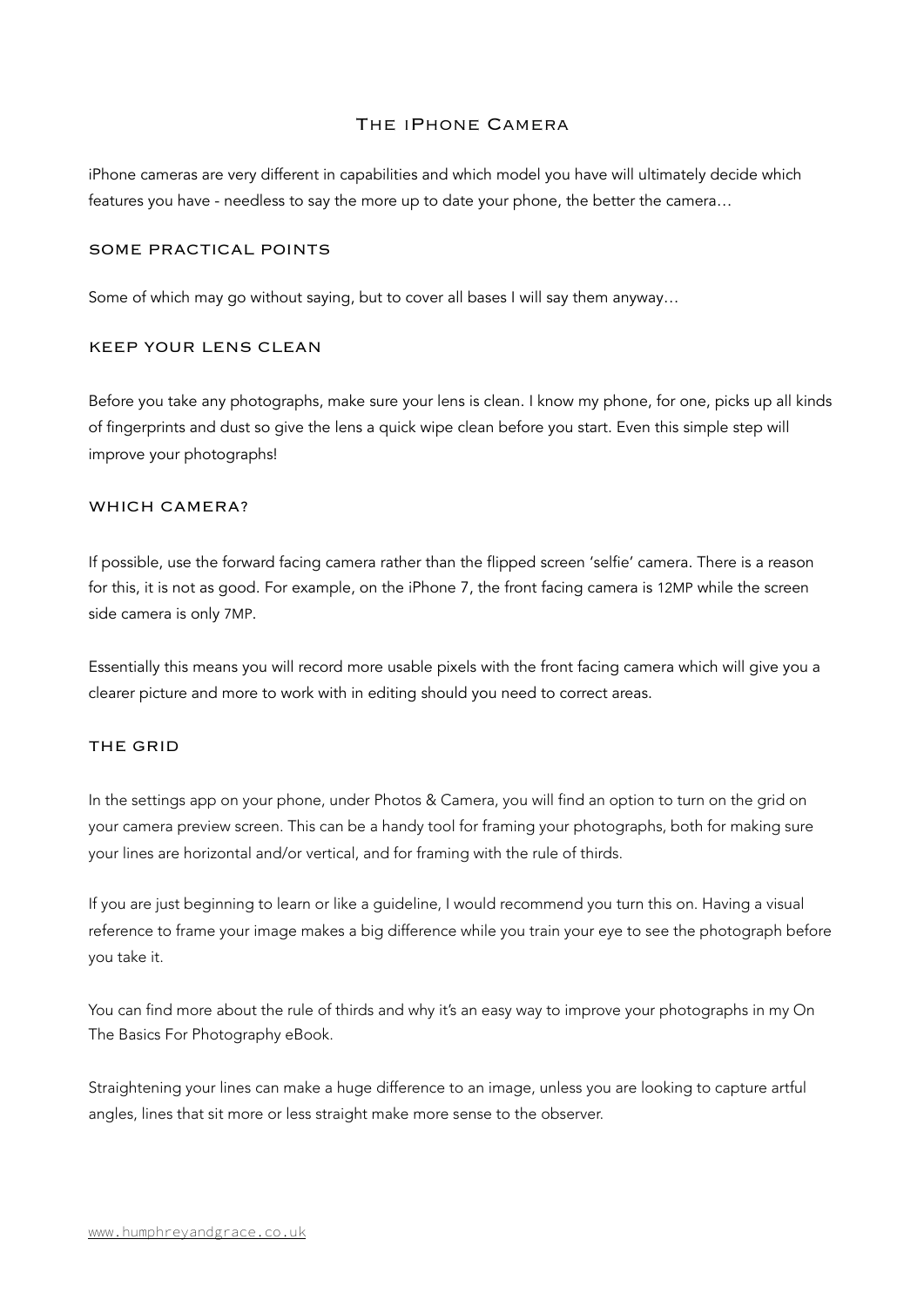# The iPhone Camera

iPhone cameras are very different in capabilities and which model you have will ultimately decide which features you have - needless to say the more up to date your phone, the better the camera…

## some practical points

Some of which may go without saying, but to cover all bases I will say them anyway…

## keep your lens clean

Before you take any photographs, make sure your lens is clean. I know my phone, for one, picks up all kinds of fingerprints and dust so give the lens a quick wipe clean before you start. Even this simple step will improve your photographs!

## which camera?

If possible, use the forward facing camera rather than the flipped screen 'selfie' camera. There is a reason for this, it is not as good. For example, on the iPhone 7, the front facing camera is 12MP while the screen side camera is only 7MP.

Essentially this means you will record more usable pixels with the front facing camera which will give you a clearer picture and more to work with in editing should you need to correct areas.

## the grid

In the settings app on your phone, under Photos & Camera, you will find an option to turn on the grid on your camera preview screen. This can be a handy tool for framing your photographs, both for making sure your lines are horizontal and/or vertical, and for framing with the rule of thirds.

If you are just beginning to learn or like a guideline, I would recommend you turn this on. Having a visual reference to frame your image makes a big difference while you train your eye to see the photograph before you take it.

You can find more about the rule of thirds and why it's an easy way to improve your photographs in my On The Basics For Photography eBook.

Straightening your lines can make a huge difference to an image, unless you are looking to capture artful angles, lines that sit more or less straight make more sense to the observer.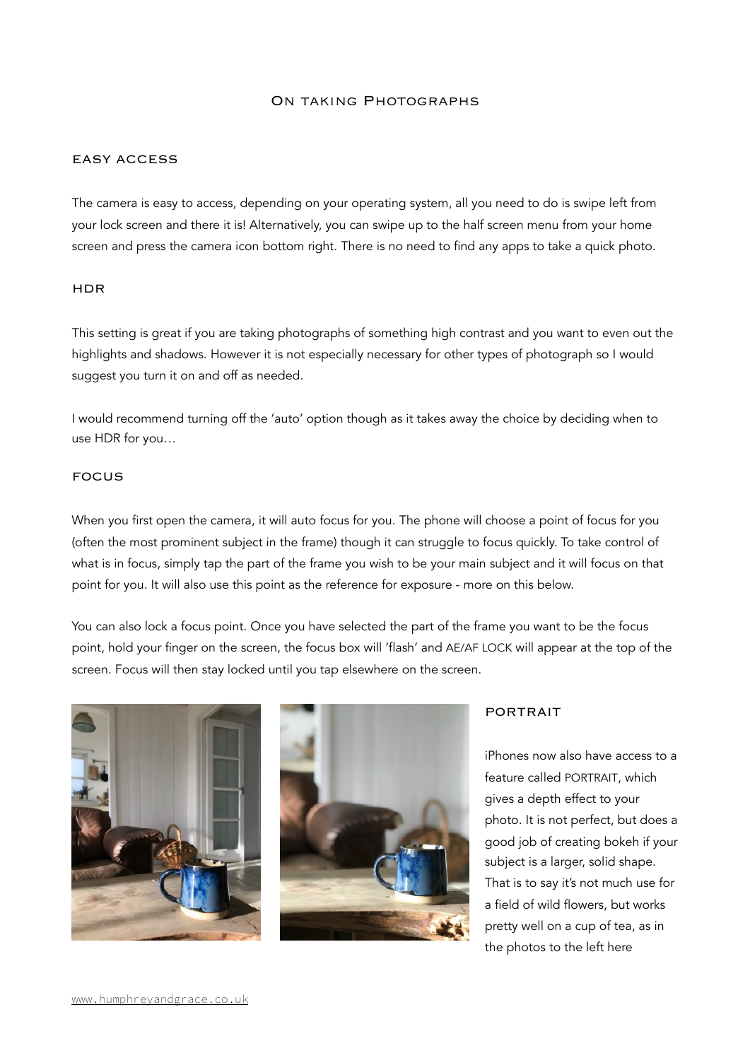# On taking Photographs

## EASY ACCESS

The camera is easy to access, depending on your operating system, all you need to do is swipe left from your lock screen and there it is! Alternatively, you can swipe up to the half screen menu from your home screen and press the camera icon bottom right. There is no need to find any apps to take a quick photo.

## HDR

This setting is great if you are taking photographs of something high contrast and you want to even out the highlights and shadows. However it is not especially necessary for other types of photograph so I would suggest you turn it on and off as needed.

I would recommend turning off the 'auto' option though as it takes away the choice by deciding when to use HDR for you…

## FOCUS

When you first open the camera, it will auto focus for you. The phone will choose a point of focus for you (often the most prominent subject in the frame) though it can struggle to focus quickly. To take control of what is in focus, simply tap the part of the frame you wish to be your main subject and it will focus on that point for you. It will also use this point as the reference for exposure - more on this below.

You can also lock a focus point. Once you have selected the part of the frame you want to be the focus point, hold your finger on the screen, the focus box will 'flash' and AE/AF LOCK will appear at the top of the screen. Focus will then stay locked until you tap elsewhere on the screen.

## PORTRAIT

iPhones now also have access to a feature called PORTRAIT, which gives a depth effect to your photo. It is not perfect, but does a good job of creating bokeh if your subject is a larger, solid shape. That is to say it's not much use for a field of wild flowers, but works pretty well on a cup of tea, as in the photos to the left here

www.humphreyandgrace.co.uk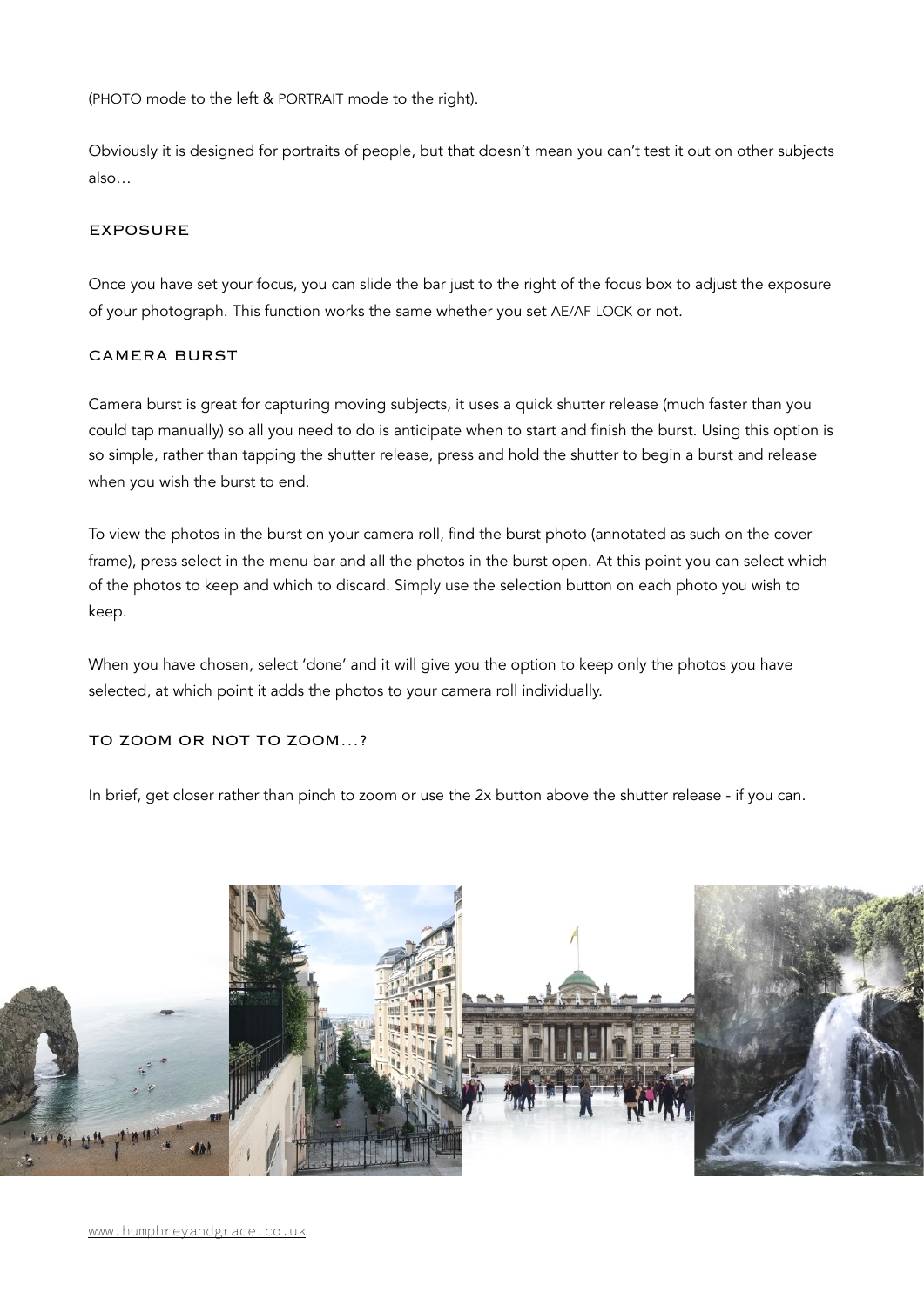(PHOTO mode to the left & PORTRAIT mode to the right).

Obviously it is designed for portraits of people, but that doesn't mean you can't test it out on other subjects also…

## EXPOSURE

Once you have set your focus, you can slide the bar just to the right of the focus box to adjust the exposure of your photograph. This function works the same whether you set AE/AF LOCK or not.

## CAMERA BURST

Camera burst is great for capturing moving subjects, it uses a quick shutter release (much faster than you could tap manually) so all you need to do is anticipate when to start and finish the burst. Using this option is so simple, rather than tapping the shutter release, press and hold the shutter to begin a burst and release when you wish the burst to end.

To view the photos in the burst on your camera roll, find the burst photo (annotated as such on the cover frame), press select in the menu bar and all the photos in the burst open. At this point you can select which of the photos to keep and which to discard. Simply use the selection button on each photo you wish to keep.

When you have chosen, select 'done' and it will give you the option to keep only the photos you have selected, at which point it adds the photos to your camera roll individually.

## TO ZOOM OR NOT TO ZOOM…?

In brief, get closer rather than pinch to zoom or use the 2x button above the shutter release - if you can.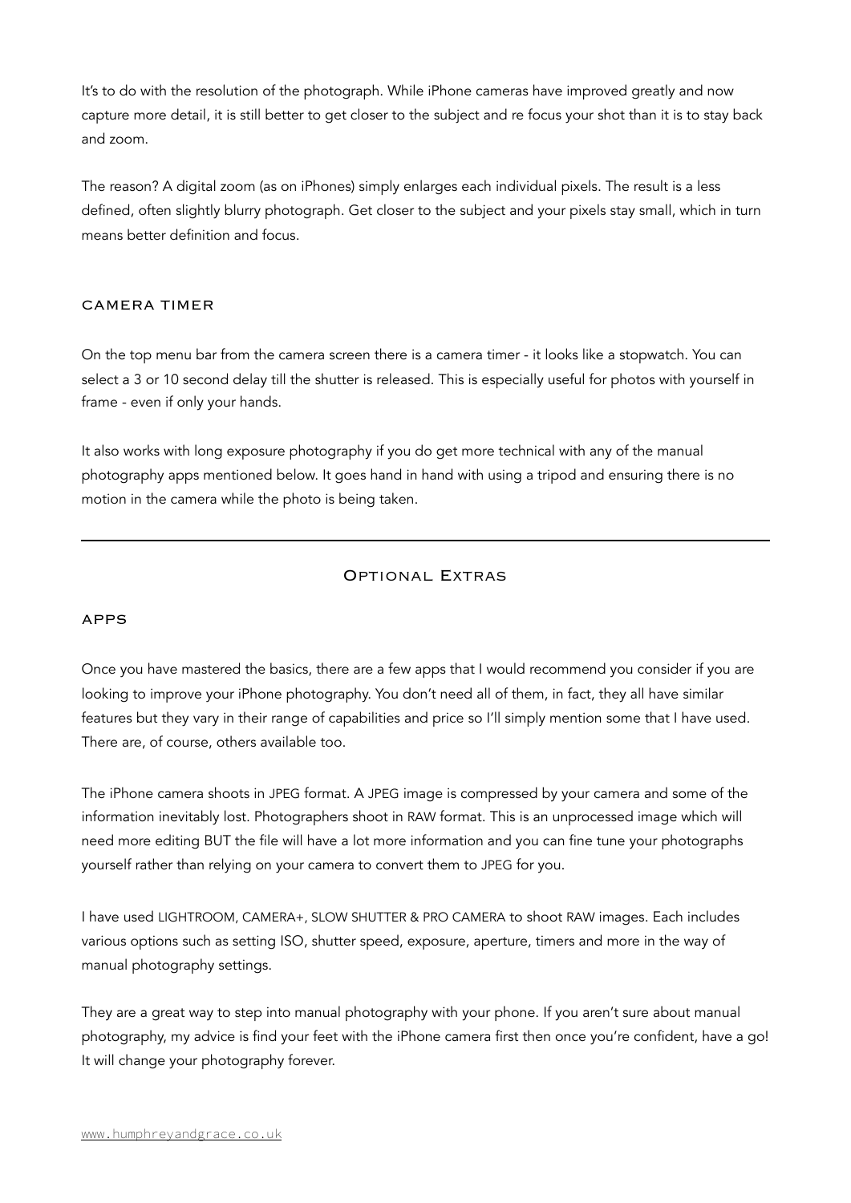It's to do with the resolution of the photograph. While iPhone cameras have improved greatly and now capture more detail, it is still better to get closer to the subject and re focus your shot than it is to stay back and zoom.

The reason? A digital zoom (as on iPhones) simply enlarges each individual pixels. The result is a less defined, often slightly blurry photograph. Get closer to the subject and your pixels stay small, which in turn means better definition and focus.

### CAMERA TIMER

On the top menu bar from the camera screen there is a camera timer - it looks like a stopwatch. You can select a 3 or 10 second delay till the shutter is released. This is especially useful for photos with yourself in frame - even if only your hands.

It also works with long exposure photography if you do get more technical with any of the manual photography apps mentioned below. It goes hand in hand with using a tripod and ensuring there is no motion in the camera while the photo is being taken.

---

## Optional Extras

### APPS

Once you have mastered the basics, there are a few apps that I would recommend you consider if you are looking to improve your iPhone photography. You don't need all of them, in fact, they all have similar features but they vary in their range of capabilities and price so I'll simply mention some that I have used. There are, of course, others available too.

The iPhone camera shoots in JPEG format. A JPEG image is compressed by your camera and some of the information inevitably lost. Photographers shoot in RAW format. This is an unprocessed image which will need more editing BUT the file will have a lot more information and you can fine tune your photographs yourself rather than relying on your camera to convert them to JPEG for you.

I have used LIGHTROOM, CAMERA+, SLOW SHUTTER & PRO CAMERA to shoot RAW images. Each includes various options such as setting ISO, shutter speed, exposure, aperture, timers and more in the way of manual photography settings.

They are a great way to step into manual photography with your phone. If you aren't sure about manual photography, my advice is find your feet with the iPhone camera first then once you're confident, have a go! It will change your photography forever.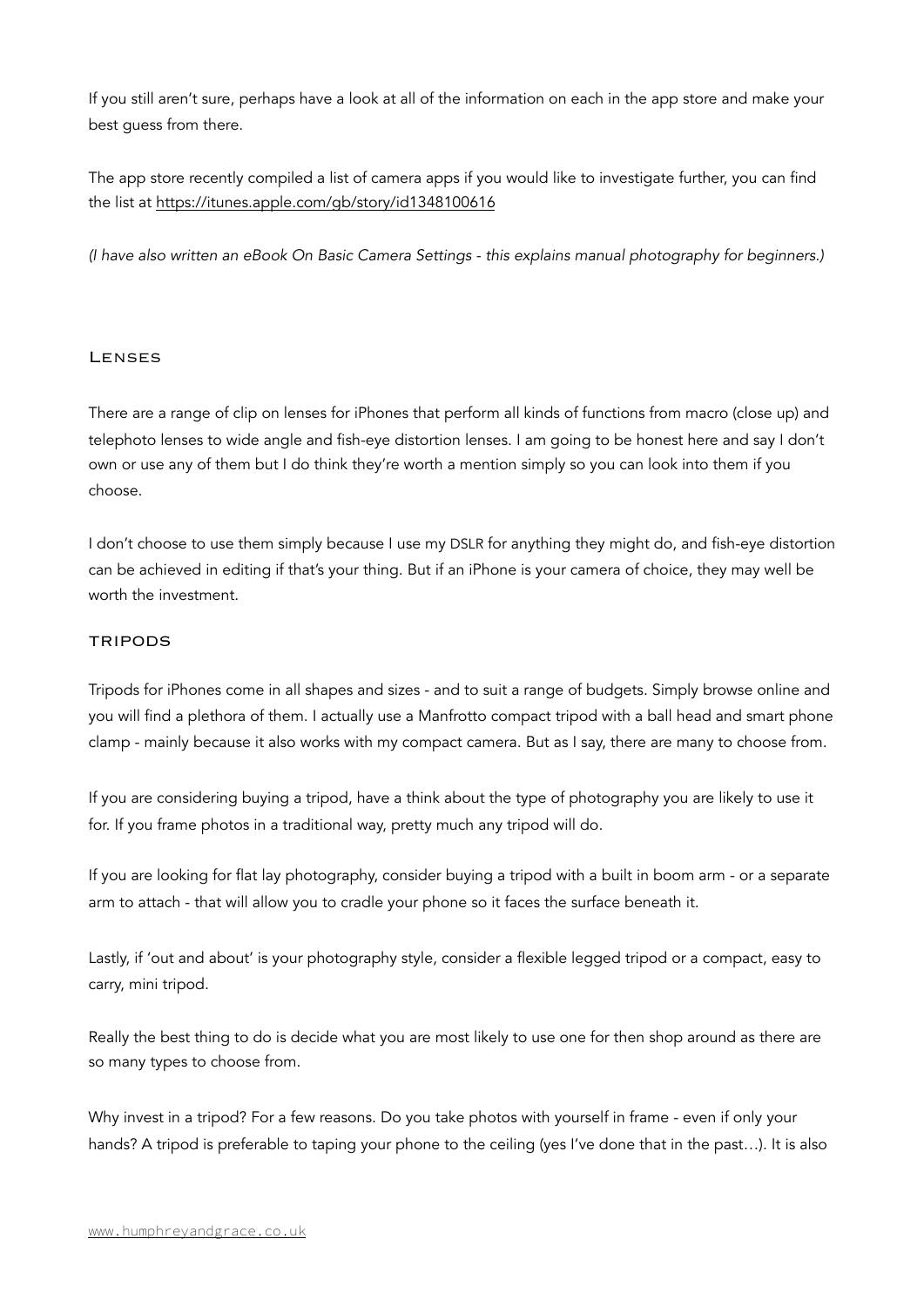If you still aren't sure, perhaps have a look at all of the information on each in the app store and make your best guess from there.

The app store recently compiled a list of camera apps if you would like to investigate further, you can find the list at https://itunes.apple.com/gb/story/id1348100616

*(I have also written an eBook On Basic Camera Settings - this explains manual photography for beginners.)*

## Lenses

There are a range of clip on lenses for iPhones that perform all kinds of functions from macro (close up) and telephoto lenses to wide angle and fish-eye distortion lenses. I am going to be honest here and say I don't own or use any of them but I do think they're worth a mention simply so you can look into them if you choose.

I don't choose to use them simply because I use my DSLR for anything they might do, and fish-eye distortion can be achieved in editing if that's your thing. But if an iPhone is your camera of choice, they may well be worth the investment.

## Tripods

Tripods for iPhones come in all shapes and sizes - and to suit a range of budgets. Simply browse online and you will find a plethora of them. I actually use a Manfrotto compact tripod with a ball head and smart phone clamp - mainly because it also works with my compact camera. But as I say, there are many to choose from.

If you are considering buying a tripod, have a think about the type of photography you are likely to use it for. If you frame photos in a traditional way, pretty much any tripod will do.

If you are looking for flat lay photography, consider buying a tripod with a built in boom arm - or a separate arm to attach - that will allow you to cradle your phone so it faces the surface beneath it.

Lastly, if 'out and about' is your photography style, consider a flexible legged tripod or a compact, easy to carry, mini tripod.

Really the best thing to do is decide what you are most likely to use one for then shop around as there are so many types to choose from.

Why invest in a tripod? For a few reasons. Do you take photos with yourself in frame - even if only your hands? A tripod is preferable to taping your phone to the ceiling (yes I've done that in the past…). It is also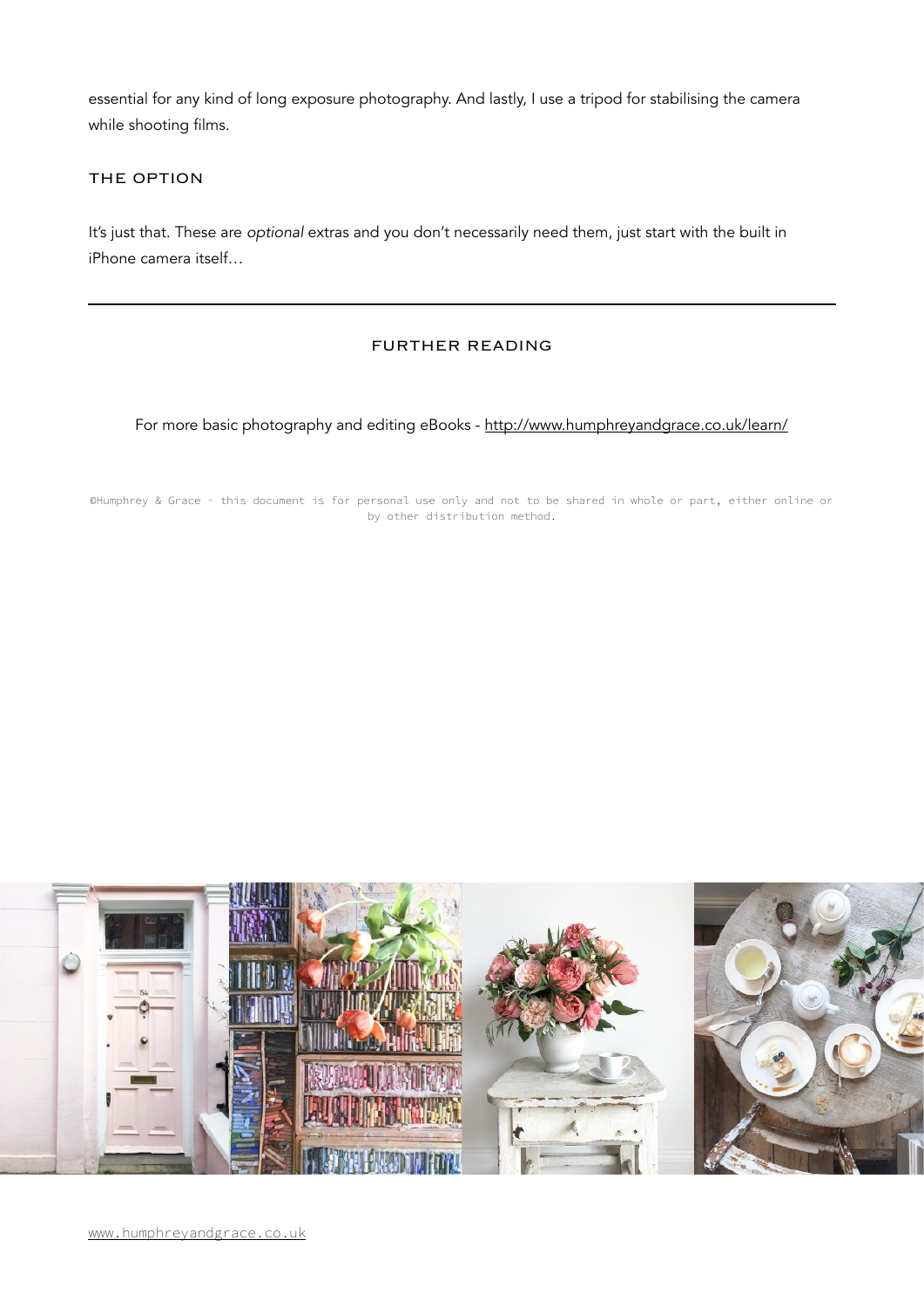essential for any kind of long exposure photography. And lastly, I use a tripod for stabilising the camera while shooting films.

### THE OPTION

It's just that. These are *optional* extras and you don't necessarily need them, just start with the built in iPhone camera itself…

---

## FURTHER READING

For more basic photography and editing eBooks - http://www.humphreyandgrace.co.uk/learn/

©Humphrey & Grace - this document is for personal use only and not to be shared in whole or part, either online or by other distribution method.

www.humphreyandgrace.co.uk